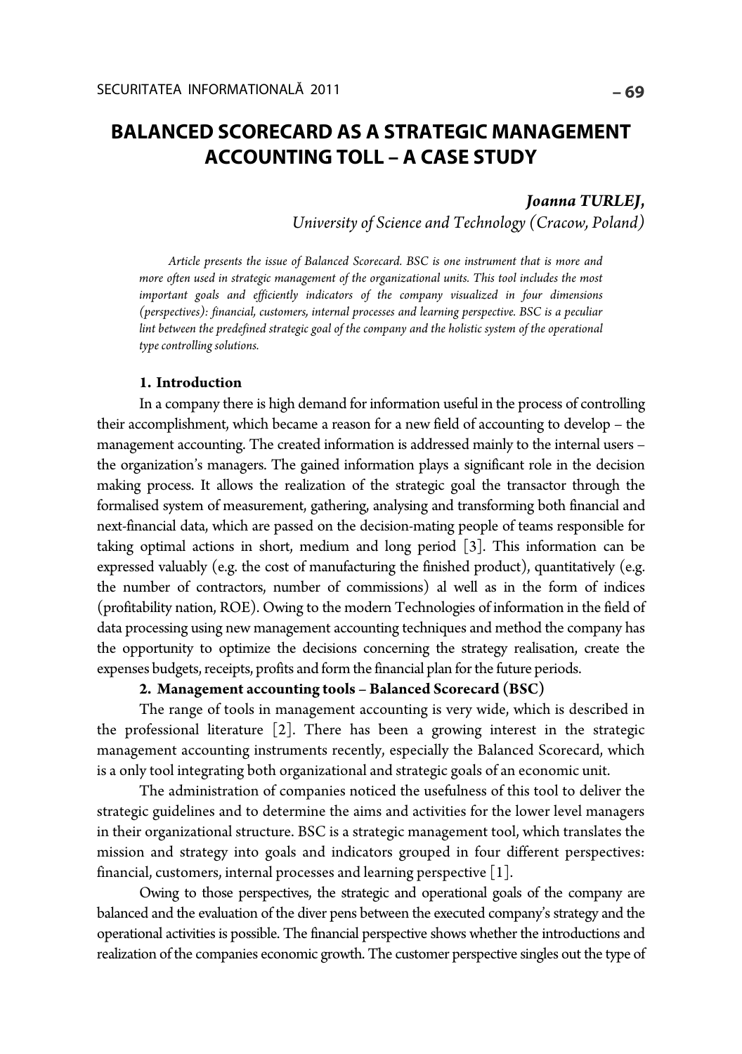# BALANCED SCORECARD AS A STRATEGIC MANAGEMENT ACCOUNTING TOLL – A CASE STUDY

***Joanna TURLEJ,***
*University of Science and Technology (Cracow, Poland)*

*Article presents the issue of Balanced Scorecard. BSC is one instrument that is more and more often used in strategic management of the organizational units. This tool includes the most important goals and efficiently indicators of the company visualized in four dimensions (perspectives): financial, customers, internal processes and learning perspective. BSC is a peculiar lint between the predefined strategic goal of the company and the holistic system of the operational type controlling solutions.*

## 1. Introduction

In a company there is high demand for information useful in the process of controlling their accomplishment, which became a reason for a new field of accounting to develop – the management accounting. The created information is addressed mainly to the internal users – the organization's managers. The gained information plays a significant role in the decision making process. It allows the realization of the strategic goal the transactor through the formalised system of measurement, gathering, analysing and transforming both financial and next-financial data, which are passed on the decision-mating people of teams responsible for taking optimal actions in short, medium and long period [3]. This information can be expressed valuably (e.g. the cost of manufacturing the finished product), quantitatively (e.g. the number of contractors, number of commissions) al well as in the form of indices (profitability nation, ROE). Owing to the modern Technologies of information in the field of data processing using new management accounting techniques and method the company has the opportunity to optimize the decisions concerning the strategy realisation, create the expenses budgets, receipts, profits and form the financial plan for the future periods.

## 2. Management accounting tools – Balanced Scorecard (BSC)

The range of tools in management accounting is very wide, which is described in the professional literature [2]. There has been a growing interest in the strategic management accounting instruments recently, especially the Balanced Scorecard, which is a only tool integrating both organizational and strategic goals of an economic unit.

The administration of companies noticed the usefulness of this tool to deliver the strategic guidelines and to determine the aims and activities for the lower level managers in their organizational structure. BSC is a strategic management tool, which translates the mission and strategy into goals and indicators grouped in four different perspectives: financial, customers, internal processes and learning perspective [1].

Owing to those perspectives, the strategic and operational goals of the company are balanced and the evaluation of the diver pens between the executed company's strategy and the operational activities is possible. The financial perspective shows whether the introductions and realization of the companies economic growth. The customer perspective singles out the type of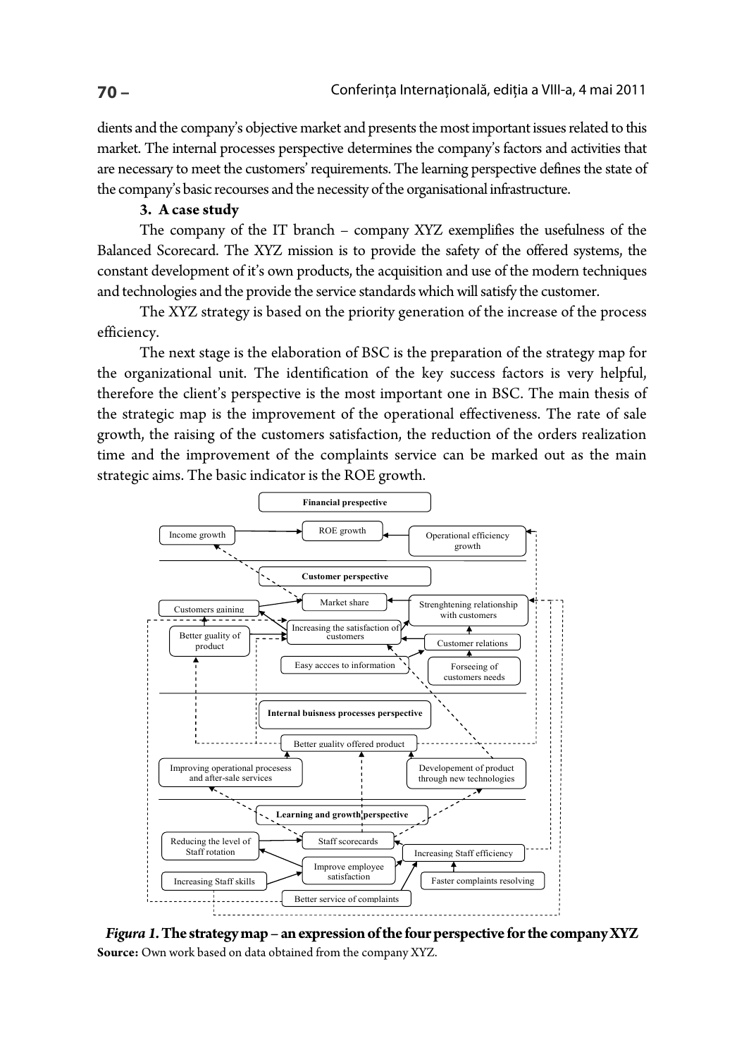dients and the company's objective market and presents the most important issues related to this market. The internal processes perspective determines the company's factors and activities that are necessary to meet the customers' requirements. The learning perspective defines the state of the company's basic recourses and the necessity of the organisational infrastructure.

### 3. A case study

The company of the IT branch – company XYZ exemplifies the usefulness of the Balanced Scorecard. The XYZ mission is to provide the safety of the offered systems, the constant development of it's own products, the acquisition and use of the modern techniques and technologies and the provide the service standards which will satisfy the customer.

The XYZ strategy is based on the priority generation of the increase of the process efficiency.

The next stage is the elaboration of BSC is the preparation of the strategy map for the organizational unit. The identification of the key success factors is very helpful, therefore the client's perspective is the most important one in BSC. The main thesis of the strategic map is the improvement of the operational effectiveness. The rate of sale growth, the raising of the customers satisfaction, the reduction of the orders realization time and the improvement of the complaints service can be marked out as the main strategic aims. The basic indicator is the ROE growth.

Financial prespective

Income growth | ROE growth | Operational efficiency growth

Customer perspective

Customers gaining | Market share | Strenghtening relationship with customers | Increasing the satisfaction of customers | Better guality of product | Customer relations | Easy accces to information | Forseeing of customers needs

Internal buisness processes perspective

Better guality offered product | Improving operational procesess and after-sale services | Developement of product through new technologies

Learning and growth perspective

Reducing the level of Staff rotation | Staff scorecards | Increasing Staff efficiency | Improve employee satisfaction | Increasing Staff skills | Faster complaints resolving | Better service of complaints

***Figura 1.* The strategy map – an expression of the four perspective for the company XYZ**

**Source:** Own work based on data obtained from the company XYZ.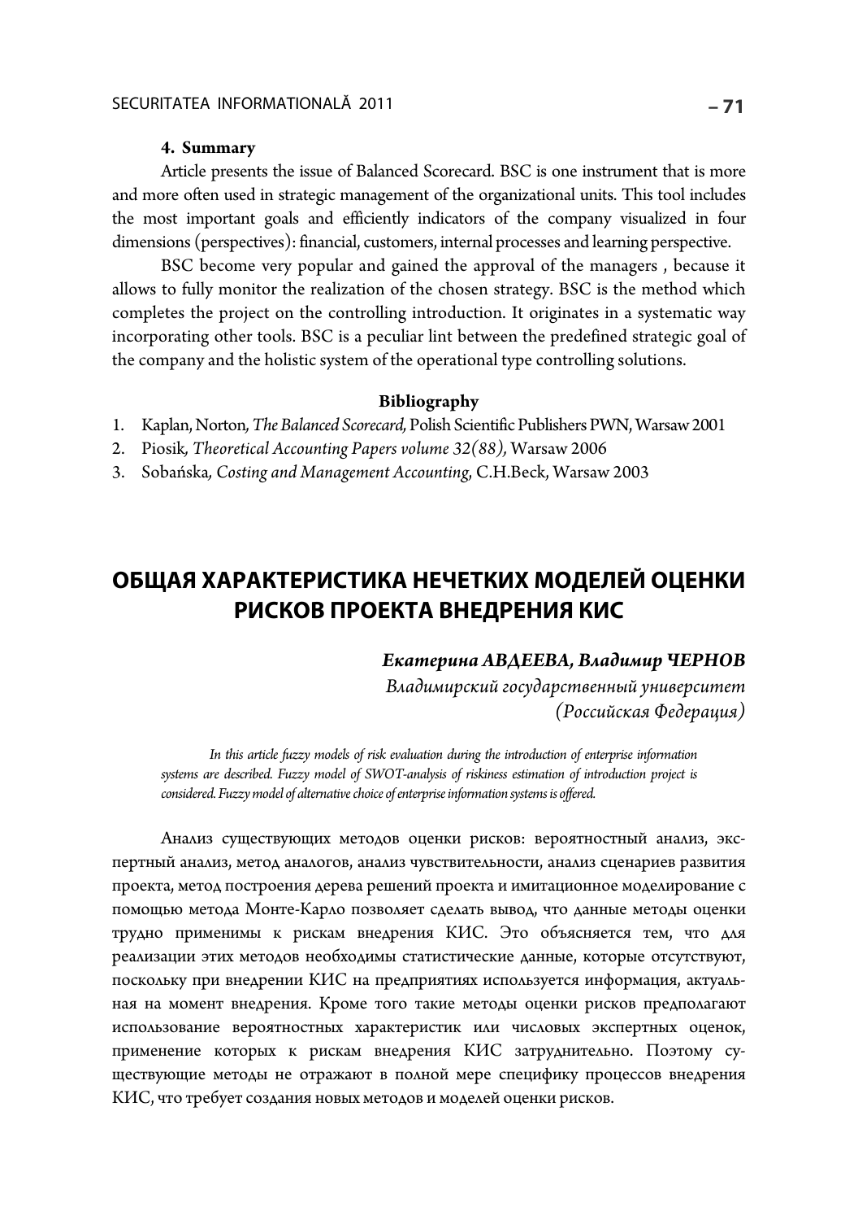#### 4. Summary

Article presents the issue of Balanced Scorecard. BSC is one instrument that is more and more often used in strategic management of the organizational units. This tool includes the most important goals and efficiently indicators of the company visualized in four dimensions (perspectives): financial, customers, internal processes and learning perspective.

BSC become very popular and gained the approval of the managers , because it allows to fully monitor the realization of the chosen strategy. BSC is the method which completes the project on the controlling introduction. It originates in a systematic way incorporating other tools. BSC is a peculiar lint between the predefined strategic goal of the company and the holistic system of the operational type controlling solutions.

#### Bibliography

1. Kaplan, Norton, *The Balanced Scorecard*, Polish Scientific Publishers PWN, Warsaw 2001
2. Piosik, *Theoretical Accounting Papers volume 32(88)*, Warsaw 2006
3. Sobańska, *Costing and Management Accounting*, C.H.Beck, Warsaw 2003

## ОБЩАЯ ХАРАКТЕРИСТИКА НЕЧЕТКИХ МОДЕЛЕЙ ОЦЕНКИ РИСКОВ ПРОЕКТА ВНЕДРЕНИЯ КИС

***Екатерина АВДЕЕВА, Владимир ЧЕРНОВ***

*Владимирский государственный университет*
*(Российская Федерация)*

*In this article fuzzy models of risk evaluation during the introduction of enterprise information systems are described. Fuzzy model of SWOT-analysis of riskiness estimation of introduction project is considered. Fuzzy model of alternative choice of enterprise information systems is offered.*

Анализ существующих методов оценки рисков: вероятностный анализ, экспертный анализ, метод аналогов, анализ чувствительности, анализ сценариев развития проекта, метод построения дерева решений проекта и имитационное моделирование с помощью метода Монте-Карло позволяет сделать вывод, что данные методы оценки трудно применимы к рискам внедрения КИС. Это объясняется тем, что для реализации этих методов необходимы статистические данные, которые отсутствуют, поскольку при внедрении КИС на предприятиях используется информация, актуальная на момент внедрения. Кроме того такие методы оценки рисков предполагают использование вероятностных характеристик или числовых экспертных оценок, применение которых к рискам внедрения КИС затруднительно. Поэтому существующие методы не отражают в полной мере специфику процессов внедрения КИС, что требует создания новых методов и моделей оценки рисков.